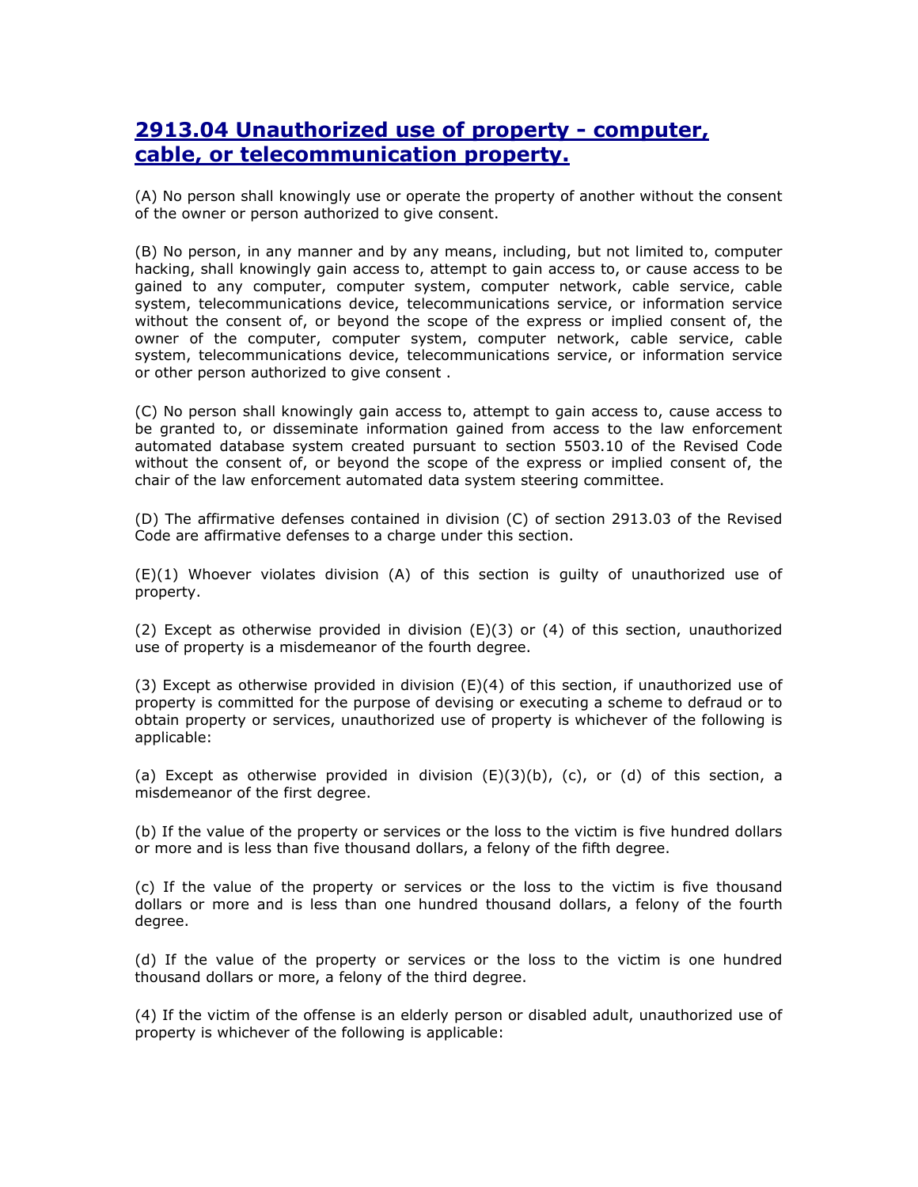## 2913.04 Unauthorized use of property - computer, cable, or telecommunication property.

(A) No person shall knowingly use or operate the property of another without the consent of the owner or person authorized to give consent.

(B) No person, in any manner and by any means, including, but not limited to, computer hacking, shall knowingly gain access to, attempt to gain access to, or cause access to be gained to any computer, computer system, computer network, cable service, cable system, telecommunications device, telecommunications service, or information service without the consent of, or beyond the scope of the express or implied consent of, the owner of the computer, computer system, computer network, cable service, cable system, telecommunications device, telecommunications service, or information service or other person authorized to give consent .

(C) No person shall knowingly gain access to, attempt to gain access to, cause access to be granted to, or disseminate information gained from access to the law enforcement automated database system created pursuant to section 5503.10 of the Revised Code without the consent of, or beyond the scope of the express or implied consent of, the chair of the law enforcement automated data system steering committee.

(D) The affirmative defenses contained in division (C) of section 2913.03 of the Revised Code are affirmative defenses to a charge under this section.

(E)(1) Whoever violates division (A) of this section is guilty of unauthorized use of property.

(2) Except as otherwise provided in division (E)(3) or (4) of this section, unauthorized use of property is a misdemeanor of the fourth degree.

(3) Except as otherwise provided in division (E)(4) of this section, if unauthorized use of property is committed for the purpose of devising or executing a scheme to defraud or to obtain property or services, unauthorized use of property is whichever of the following is applicable:

(a) Except as otherwise provided in division (E)(3)(b), (c), or (d) of this section, a misdemeanor of the first degree.

(b) If the value of the property or services or the loss to the victim is five hundred dollars or more and is less than five thousand dollars, a felony of the fifth degree.

(c) If the value of the property or services or the loss to the victim is five thousand dollars or more and is less than one hundred thousand dollars, a felony of the fourth degree.

(d) If the value of the property or services or the loss to the victim is one hundred thousand dollars or more, a felony of the third degree.

(4) If the victim of the offense is an elderly person or disabled adult, unauthorized use of property is whichever of the following is applicable: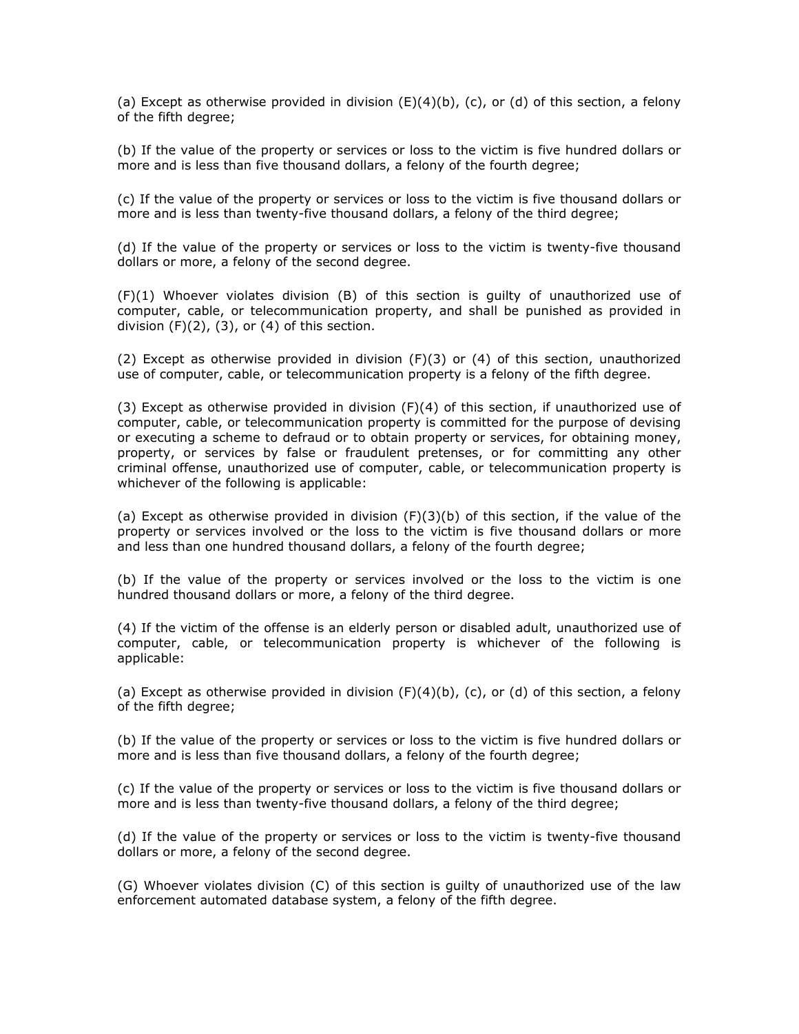(a) Except as otherwise provided in division (E)(4)(b), (c), or (d) of this section, a felony of the fifth degree;

(b) If the value of the property or services or loss to the victim is five hundred dollars or more and is less than five thousand dollars, a felony of the fourth degree;

(c) If the value of the property or services or loss to the victim is five thousand dollars or more and is less than twenty-five thousand dollars, a felony of the third degree;

(d) If the value of the property or services or loss to the victim is twenty-five thousand dollars or more, a felony of the second degree.

(F)(1) Whoever violates division (B) of this section is guilty of unauthorized use of computer, cable, or telecommunication property, and shall be punished as provided in division (F)(2), (3), or (4) of this section.

(2) Except as otherwise provided in division (F)(3) or (4) of this section, unauthorized use of computer, cable, or telecommunication property is a felony of the fifth degree.

(3) Except as otherwise provided in division (F)(4) of this section, if unauthorized use of computer, cable, or telecommunication property is committed for the purpose of devising or executing a scheme to defraud or to obtain property or services, for obtaining money, property, or services by false or fraudulent pretenses, or for committing any other criminal offense, unauthorized use of computer, cable, or telecommunication property is whichever of the following is applicable:

(a) Except as otherwise provided in division (F)(3)(b) of this section, if the value of the property or services involved or the loss to the victim is five thousand dollars or more and less than one hundred thousand dollars, a felony of the fourth degree;

(b) If the value of the property or services involved or the loss to the victim is one hundred thousand dollars or more, a felony of the third degree.

(4) If the victim of the offense is an elderly person or disabled adult, unauthorized use of computer, cable, or telecommunication property is whichever of the following is applicable:

(a) Except as otherwise provided in division (F)(4)(b), (c), or (d) of this section, a felony of the fifth degree;

(b) If the value of the property or services or loss to the victim is five hundred dollars or more and is less than five thousand dollars, a felony of the fourth degree;

(c) If the value of the property or services or loss to the victim is five thousand dollars or more and is less than twenty-five thousand dollars, a felony of the third degree;

(d) If the value of the property or services or loss to the victim is twenty-five thousand dollars or more, a felony of the second degree.

(G) Whoever violates division (C) of this section is guilty of unauthorized use of the law enforcement automated database system, a felony of the fifth degree.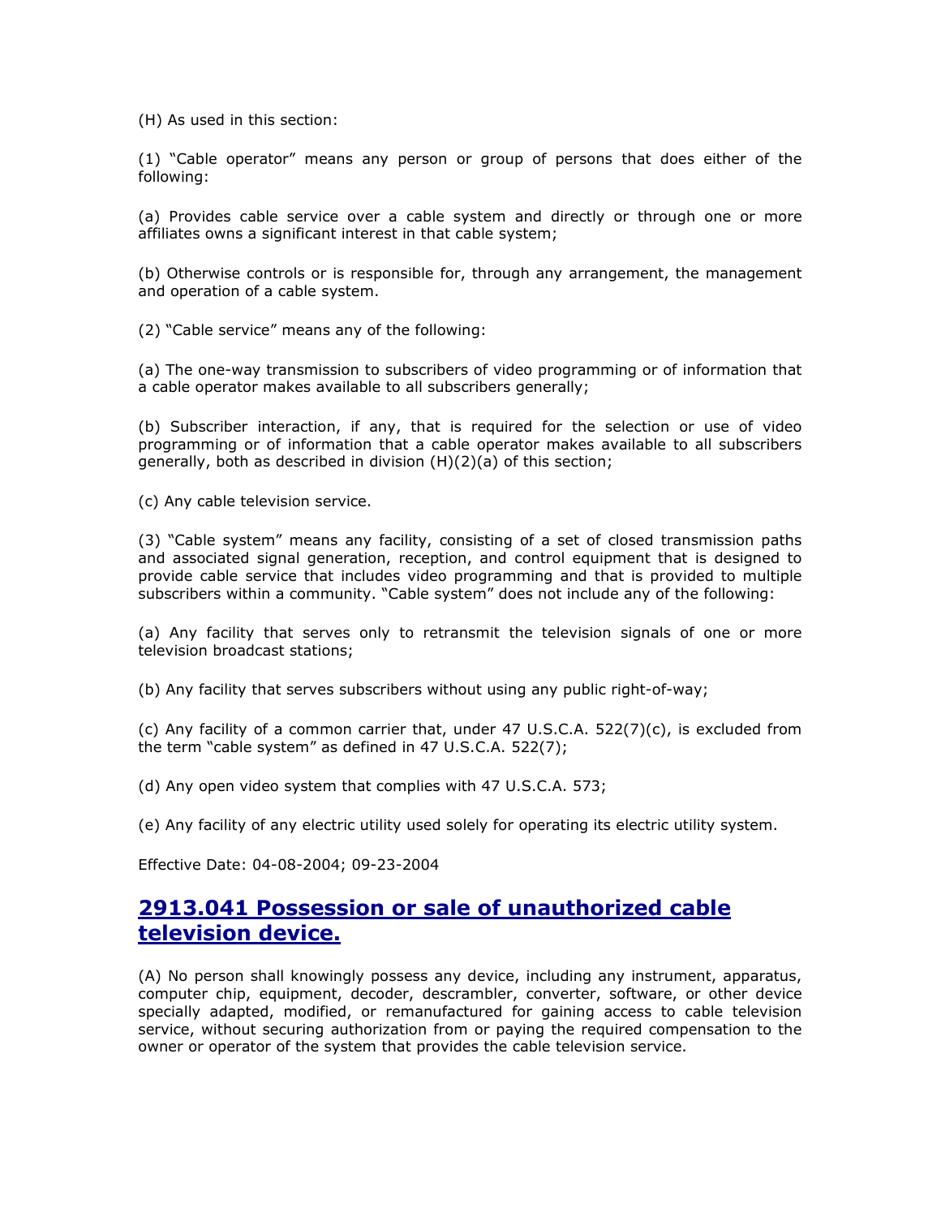(H) As used in this section:

(1) “Cable operator” means any person or group of persons that does either of the following:

(a) Provides cable service over a cable system and directly or through one or more affiliates owns a significant interest in that cable system;

(b) Otherwise controls or is responsible for, through any arrangement, the management and operation of a cable system.

(2) “Cable service” means any of the following:

(a) The one-way transmission to subscribers of video programming or of information that a cable operator makes available to all subscribers generally;

(b) Subscriber interaction, if any, that is required for the selection or use of video programming or of information that a cable operator makes available to all subscribers generally, both as described in division (H)(2)(a) of this section;

(c) Any cable television service.

(3) “Cable system” means any facility, consisting of a set of closed transmission paths and associated signal generation, reception, and control equipment that is designed to provide cable service that includes video programming and that is provided to multiple subscribers within a community. “Cable system” does not include any of the following:

(a) Any facility that serves only to retransmit the television signals of one or more television broadcast stations;

(b) Any facility that serves subscribers without using any public right-of-way;

(c) Any facility of a common carrier that, under 47 U.S.C.A. 522(7)(c), is excluded from the term “cable system” as defined in 47 U.S.C.A. 522(7);

(d) Any open video system that complies with 47 U.S.C.A. 573;

(e) Any facility of any electric utility used solely for operating its electric utility system.

Effective Date: 04-08-2004; 09-23-2004

## 2913.041 Possession or sale of unauthorized cable television device.

(A) No person shall knowingly possess any device, including any instrument, apparatus, computer chip, equipment, decoder, descrambler, converter, software, or other device specially adapted, modified, or remanufactured for gaining access to cable television service, without securing authorization from or paying the required compensation to the owner or operator of the system that provides the cable television service.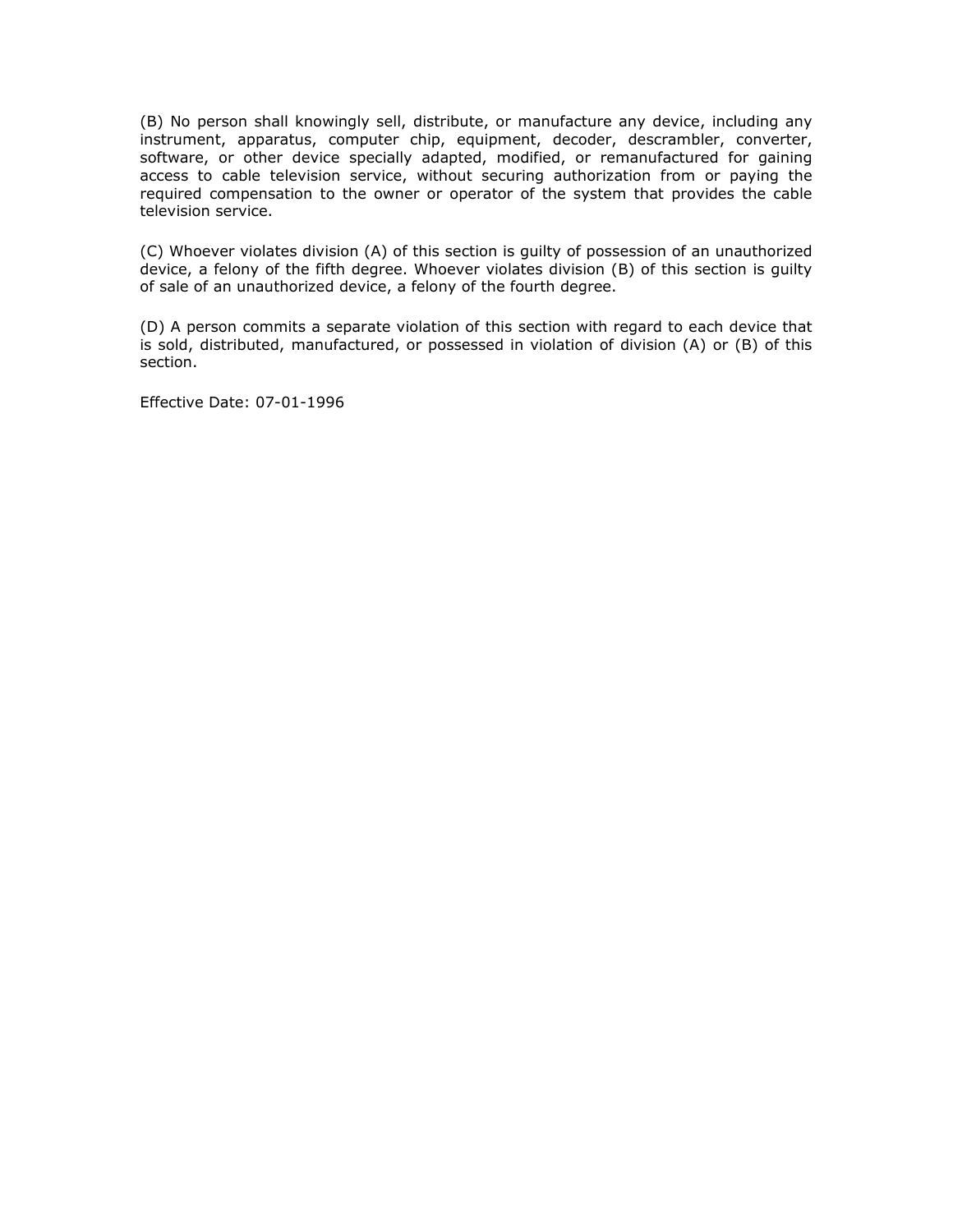(B) No person shall knowingly sell, distribute, or manufacture any device, including any instrument, apparatus, computer chip, equipment, decoder, descrambler, converter, software, or other device specially adapted, modified, or remanufactured for gaining access to cable television service, without securing authorization from or paying the required compensation to the owner or operator of the system that provides the cable television service.

(C) Whoever violates division (A) of this section is guilty of possession of an unauthorized device, a felony of the fifth degree. Whoever violates division (B) of this section is guilty of sale of an unauthorized device, a felony of the fourth degree.

(D) A person commits a separate violation of this section with regard to each device that is sold, distributed, manufactured, or possessed in violation of division (A) or (B) of this section.

Effective Date: 07-01-1996